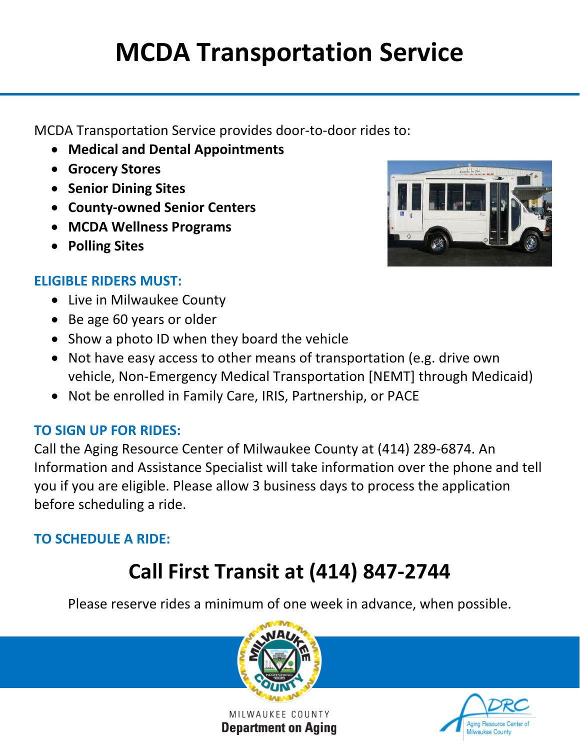# MCDA Transportation Service

MCDA Transportation Service provides door-to-door rides to:

- **Medical and Dental Appointments**
- **Grocery Stores**
- **Senior Dining Sites**
- **County-owned Senior Centers**
- **MCDA Wellness Programs**
- **Polling Sites**

### ELIGIBLE RIDERS MUST:

- Live in Milwaukee County
- Be age 60 years or older
- Show a photo ID when they board the vehicle
- Not have easy access to other means of transportation (e.g. drive own vehicle, Non-Emergency Medical Transportation [NEMT] through Medicaid)
- Not be enrolled in Family Care, IRIS, Partnership, or PACE

### TO SIGN UP FOR RIDES:

Call the Aging Resource Center of Milwaukee County at (414) 289-6874. An Information and Assistance Specialist will take information over the phone and tell you if you are eligible. Please allow 3 business days to process the application before scheduling a ride.

### TO SCHEDULE A RIDE:

## Call First Transit at (414) 847-2744

Please reserve rides a minimum of one week in advance, when possible.

MILWAUKEE COUNTY
**Department on Aging**

ADRC Aging Resource Center of Milwaukee County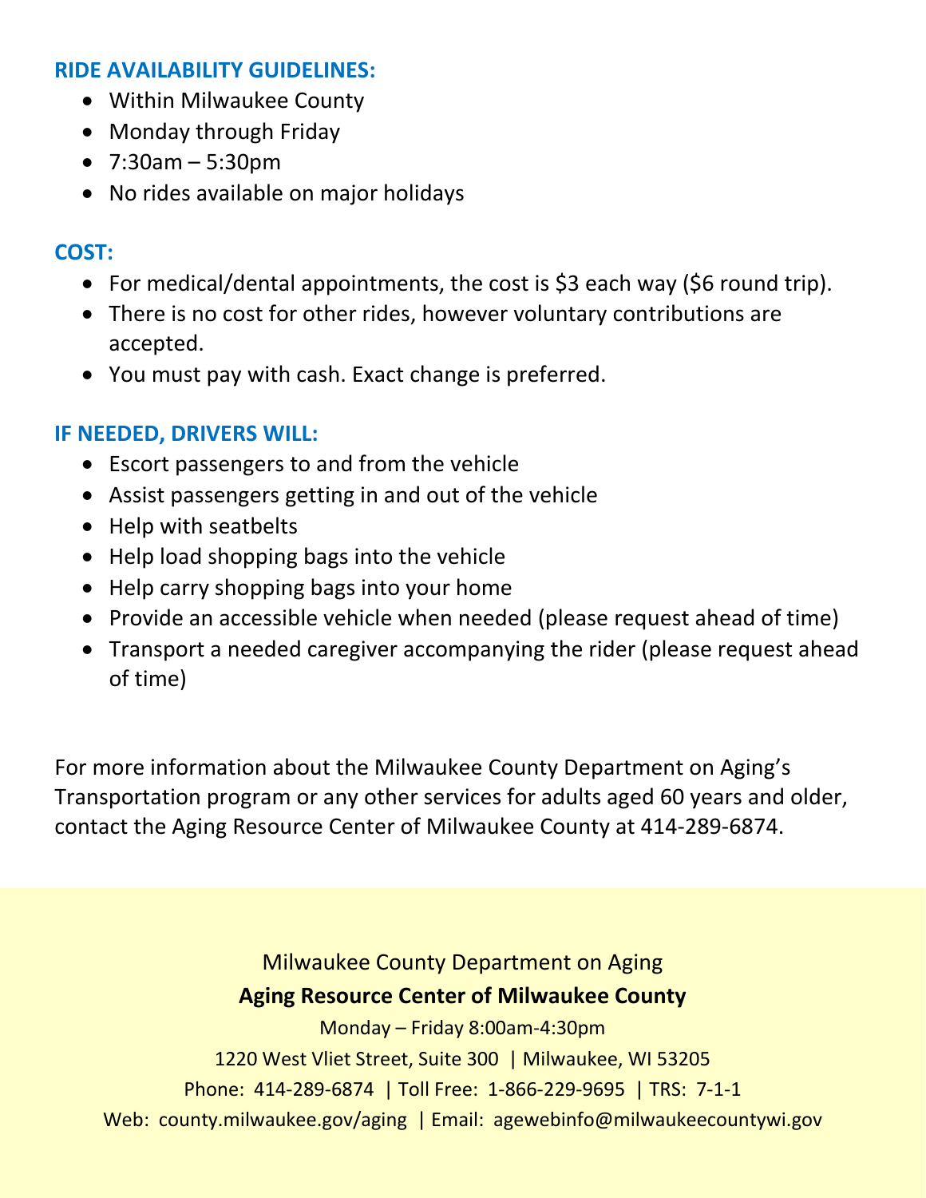## RIDE AVAILABILITY GUIDELINES:

- Within Milwaukee County
- Monday through Friday
- 7:30am – 5:30pm
- No rides available on major holidays

## COST:

- For medical/dental appointments, the cost is $3 each way ($6 round trip).
- There is no cost for other rides, however voluntary contributions are accepted.
- You must pay with cash. Exact change is preferred.

## IF NEEDED, DRIVERS WILL:

- Escort passengers to and from the vehicle
- Assist passengers getting in and out of the vehicle
- Help with seatbelts
- Help load shopping bags into the vehicle
- Help carry shopping bags into your home
- Provide an accessible vehicle when needed (please request ahead of time)
- Transport a needed caregiver accompanying the rider (please request ahead of time)

For more information about the Milwaukee County Department on Aging's Transportation program or any other services for adults aged 60 years and older, contact the Aging Resource Center of Milwaukee County at 414-289-6874.

Milwaukee County Department on Aging

**Aging Resource Center of Milwaukee County**

Monday – Friday 8:00am-4:30pm

1220 West Vliet Street, Suite 300 | Milwaukee, WI 53205

Phone: 414-289-6874 | Toll Free: 1-866-229-9695 | TRS: 7-1-1

Web: county.milwaukee.gov/aging | Email: agewebinfo@milwaukeecountywi.gov